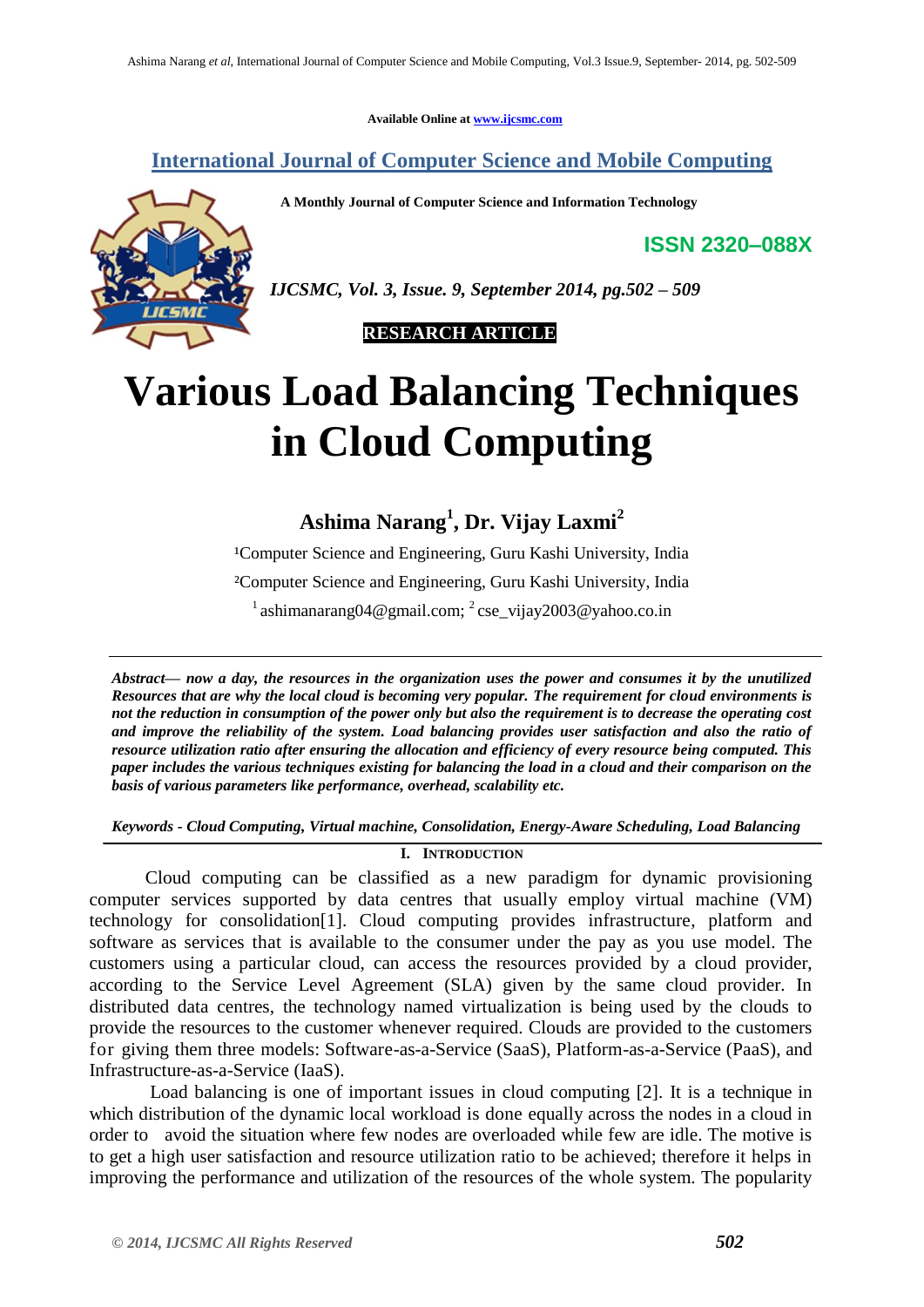Available Online at www.ijcsmc.com

**International Journal of Computer Science and Mobile Computing**

**A Monthly Journal of Computer Science and Information Technology**

**ISSN 2320–088X**

*IJCSMC, Vol. 3, Issue. 9, September 2014, pg.502 – 509*

**RESEARCH ARTICLE**

# Various Load Balancing Techniques in Cloud Computing

**Ashima Narang[1], Dr. Vijay Laxmi[2]**

[1]Computer Science and Engineering, Guru Kashi University, India

[2]Computer Science and Engineering, Guru Kashi University, India

[1] ashimanarang04@gmail.com; [2] cse_vijay2003@yahoo.co.in

***Abstract— now a day, the resources in the organization uses the power and consumes it by the unutilized Resources that are why the local cloud is becoming very popular. The requirement for cloud environments is not the reduction in consumption of the power only but also the requirement is to decrease the operating cost and improve the reliability of the system. Load balancing provides user satisfaction and also the ratio of resource utilization ratio after ensuring the allocation and efficiency of every resource being computed. This paper includes the various techniques existing for balancing the load in a cloud and their comparison on the basis of various parameters like performance, overhead, scalability etc.***

***Keywords - Cloud Computing, Virtual machine, Consolidation, Energy-Aware Scheduling, Load Balancing***

## I. INTRODUCTION

Cloud computing can be classified as a new paradigm for dynamic provisioning computer services supported by data centres that usually employ virtual machine (VM) technology for consolidation[1]. Cloud computing provides infrastructure, platform and software as services that is available to the consumer under the pay as you use model. The customers using a particular cloud, can access the resources provided by a cloud provider, according to the Service Level Agreement (SLA) given by the same cloud provider. In distributed data centres, the technology named virtualization is being used by the clouds to provide the resources to the customer whenever required. Clouds are provided to the customers for giving them three models: Software-as-a-Service (SaaS), Platform-as-a-Service (PaaS), and Infrastructure-as-a-Service (IaaS).

Load balancing is one of important issues in cloud computing [2]. It is a technique in which distribution of the dynamic local workload is done equally across the nodes in a cloud in order to avoid the situation where few nodes are overloaded while few are idle. The motive is to get a high user satisfaction and resource utilization ratio to be achieved; therefore it helps in improving the performance and utilization of the resources of the whole system. The popularity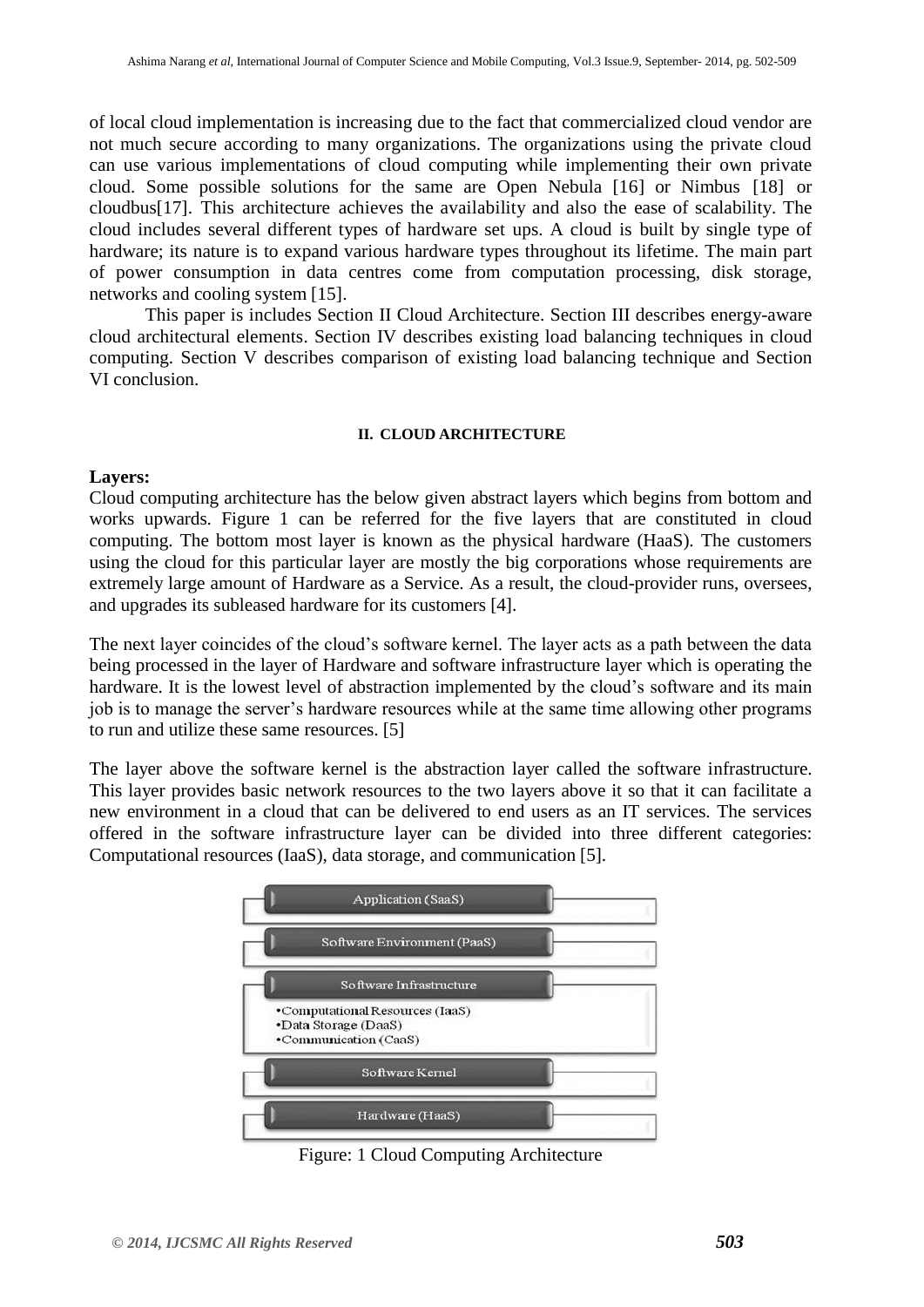of local cloud implementation is increasing due to the fact that commercialized cloud vendor are not much secure according to many organizations. The organizations using the private cloud can use various implementations of cloud computing while implementing their own private cloud. Some possible solutions for the same are Open Nebula [16] or Nimbus [18] or cloudbus[17]. This architecture achieves the availability and also the ease of scalability. The cloud includes several different types of hardware set ups. A cloud is built by single type of hardware; its nature is to expand various hardware types throughout its lifetime. The main part of power consumption in data centres come from computation processing, disk storage, networks and cooling system [15].

This paper is includes Section II Cloud Architecture. Section III describes energy-aware cloud architectural elements. Section IV describes existing load balancing techniques in cloud computing. Section V describes comparison of existing load balancing technique and Section VI conclusion.

## II. CLOUD ARCHITECTURE

**Layers:**

Cloud computing architecture has the below given abstract layers which begins from bottom and works upwards. Figure 1 can be referred for the five layers that are constituted in cloud computing. The bottom most layer is known as the physical hardware (HaaS). The customers using the cloud for this particular layer are mostly the big corporations whose requirements are extremely large amount of Hardware as a Service. As a result, the cloud-provider runs, oversees, and upgrades its subleased hardware for its customers [4].

The next layer coincides of the cloud's software kernel. The layer acts as a path between the data being processed in the layer of Hardware and software infrastructure layer which is operating the hardware. It is the lowest level of abstraction implemented by the cloud's software and its main job is to manage the server's hardware resources while at the same time allowing other programs to run and utilize these same resources. [5]

The layer above the software kernel is the abstraction layer called the software infrastructure. This layer provides basic network resources to the two layers above it so that it can facilitate a new environment in a cloud that can be delivered to end users as an IT services. The services offered in the software infrastructure layer can be divided into three different categories: Computational resources (IaaS), data storage, and communication [5].

Application (SaaS)

Software Environment (PaaS)

Software Infrastructure

- Computational Resources (IaaS)
- Data Storage (DaaS)
- Communication (CaaS)

Software Kernel

Hardware (HaaS)

Figure: 1 Cloud Computing Architecture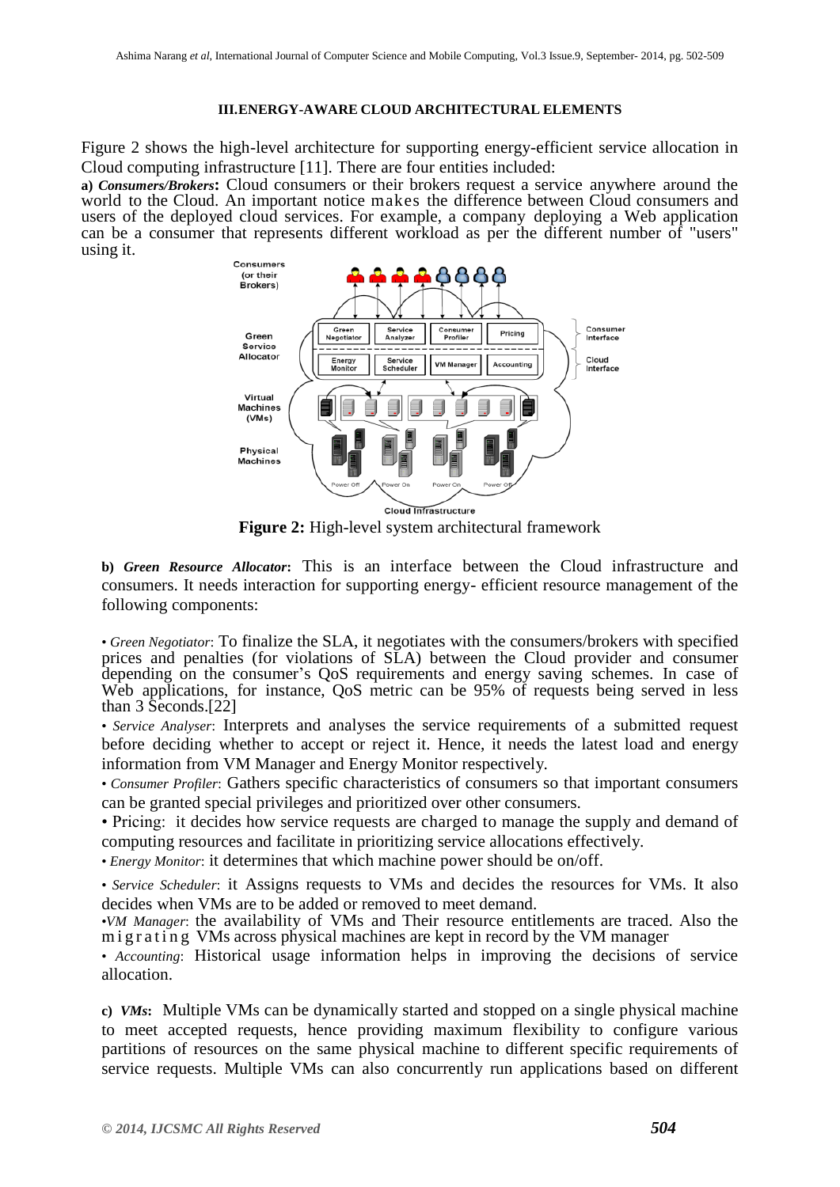### III. ENERGY-AWARE CLOUD ARCHITECTURAL ELEMENTS

Figure 2 shows the high-level architecture for supporting energy-efficient service allocation in Cloud computing infrastructure [11]. There are four entities included:

**a) *Consumers/Brokers*:** Cloud consumers or their brokers request a service anywhere around the world to the Cloud. An important notice makes the difference between Cloud consumers and users of the deployed cloud services. For example, a company deploying a Web application can be a consumer that represents different workload as per the different number of "users" using it.

**Figure 2:** High-level system architectural framework

**b) *Green Resource Allocator*:** This is an interface between the Cloud infrastructure and consumers. It needs interaction for supporting energy- efficient resource management of the following components:

• *Green Negotiator*: To finalize the SLA, it negotiates with the consumers/brokers with specified prices and penalties (for violations of SLA) between the Cloud provider and consumer depending on the consumer's QoS requirements and energy saving schemes. In case of Web applications, for instance, QoS metric can be 95% of requests being served in less than 3 Seconds.[22]

• *Service Analyser*: Interprets and analyses the service requirements of a submitted request before deciding whether to accept or reject it. Hence, it needs the latest load and energy information from VM Manager and Energy Monitor respectively.

• *Consumer Profiler*: Gathers specific characteristics of consumers so that important consumers can be granted special privileges and prioritized over other consumers.

• Pricing: it decides how service requests are charged to manage the supply and demand of computing resources and facilitate in prioritizing service allocations effectively.

• *Energy Monitor*: it determines that which machine power should be on/off.

• *Service Scheduler*: it Assigns requests to VMs and decides the resources for VMs. It also decides when VMs are to be added or removed to meet demand.

•*VM Manager*: the availability of VMs and Their resource entitlements are traced. Also the migrating VMs across physical machines are kept in record by the VM manager

• *Accounting*: Historical usage information helps in improving the decisions of service allocation.

**c) *VMs*:** Multiple VMs can be dynamically started and stopped on a single physical machine to meet accepted requests, hence providing maximum flexibility to configure various partitions of resources on the same physical machine to different specific requirements of service requests. Multiple VMs can also concurrently run applications based on different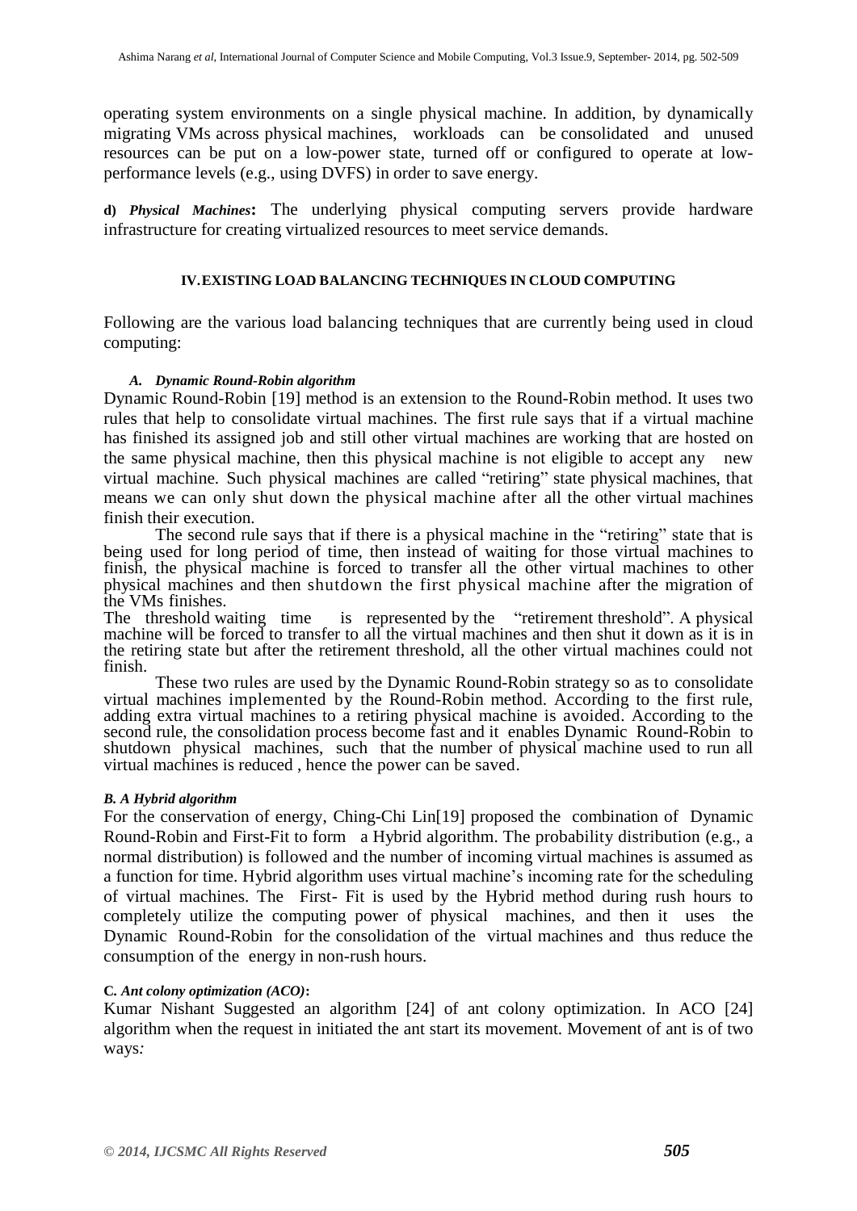operating system environments on a single physical machine. In addition, by dynamically migrating VMs across physical machines, workloads can be consolidated and unused resources can be put on a low-power state, turned off or configured to operate at low-performance levels (e.g., using DVFS) in order to save energy.

**d)** ***Physical Machines*****:** The underlying physical computing servers provide hardware infrastructure for creating virtualized resources to meet service demands.

## IV. EXISTING LOAD BALANCING TECHNIQUES IN CLOUD COMPUTING

Following are the various load balancing techniques that are currently being used in cloud computing:

### *A. Dynamic Round-Robin algorithm*

Dynamic Round-Robin [19] method is an extension to the Round-Robin method. It uses two rules that help to consolidate virtual machines. The first rule says that if a virtual machine has finished its assigned job and still other virtual machines are working that are hosted on the same physical machine, then this physical machine is not eligible to accept any new virtual machine. Such physical machines are called "retiring" state physical machines, that means we can only shut down the physical machine after all the other virtual machines finish their execution.

The second rule says that if there is a physical machine in the "retiring" state that is being used for long period of time, then instead of waiting for those virtual machines to finish, the physical machine is forced to transfer all the other virtual machines to other physical machines and then shutdown the first physical machine after the migration of the VMs finishes.

The threshold waiting time is represented by the "retirement threshold". A physical machine will be forced to transfer to all the virtual machines and then shut it down as it is in the retiring state but after the retirement threshold, all the other virtual machines could not finish.

These two rules are used by the Dynamic Round-Robin strategy so as to consolidate virtual machines implemented by the Round-Robin method. According to the first rule, adding extra virtual machines to a retiring physical machine is avoided. According to the second rule, the consolidation process become fast and it enables Dynamic Round-Robin to shutdown physical machines, such that the number of physical machine used to run all virtual machines is reduced , hence the power can be saved.

### *B. A Hybrid algorithm*

For the conservation of energy, Ching-Chi Lin[19] proposed the combination of Dynamic Round-Robin and First-Fit to form a Hybrid algorithm. The probability distribution (e.g., a normal distribution) is followed and the number of incoming virtual machines is assumed as a function for time. Hybrid algorithm uses virtual machine's incoming rate for the scheduling of virtual machines. The First- Fit is used by the Hybrid method during rush hours to completely utilize the computing power of physical machines, and then it uses the Dynamic Round-Robin for the consolidation of the virtual machines and thus reduce the consumption of the energy in non-rush hours.

### C. *Ant colony optimization (ACO)***:**

Kumar Nishant Suggested an algorithm [24] of ant colony optimization. In ACO [24] algorithm when the request in initiated the ant start its movement. Movement of ant is of two ways*:*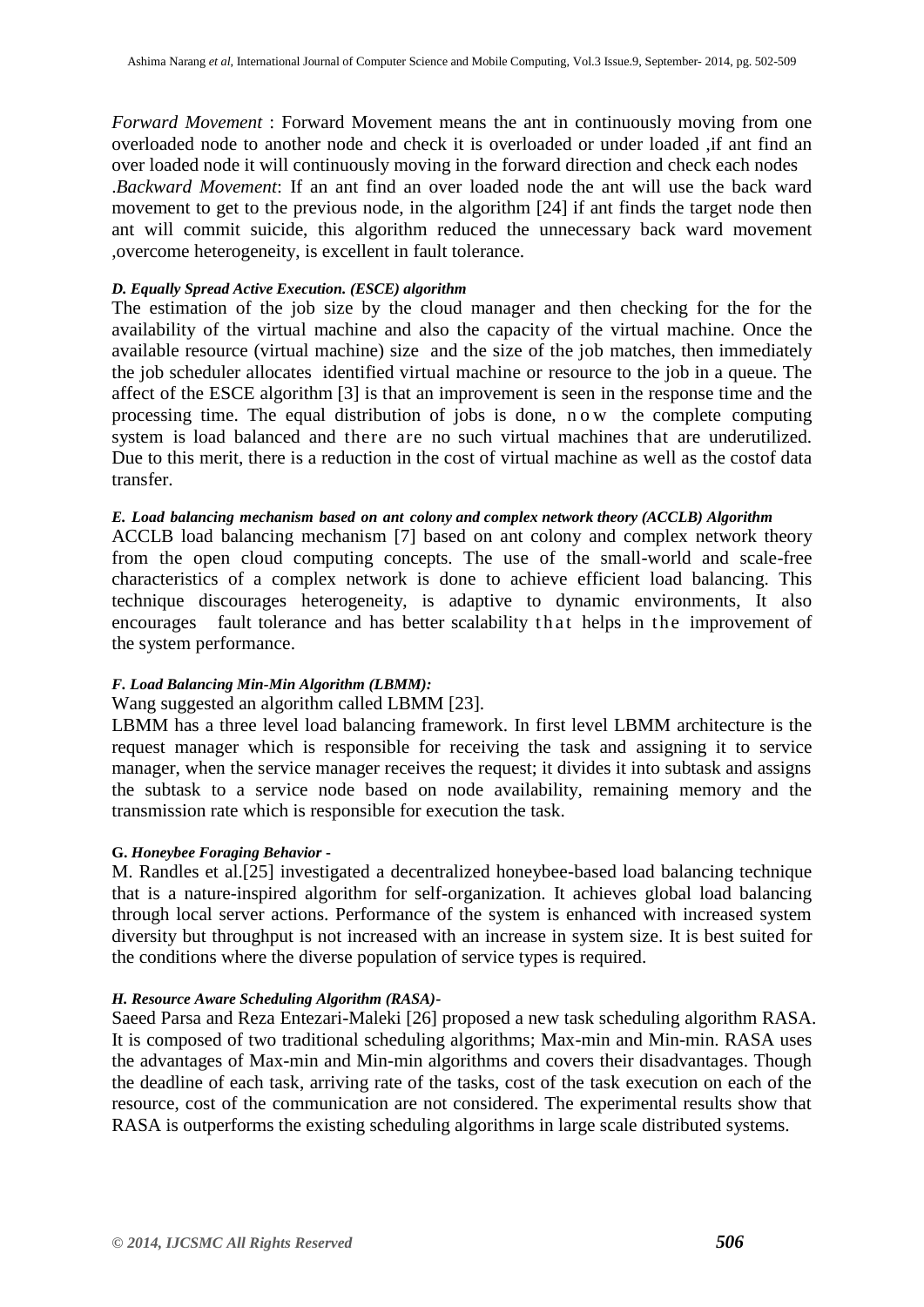*Forward Movement* : Forward Movement means the ant in continuously moving from one overloaded node to another node and check it is overloaded or under loaded ,if ant find an over loaded node it will continuously moving in the forward direction and check each nodes .*Backward Movement*: If an ant find an over loaded node the ant will use the back ward movement to get to the previous node, in the algorithm [24] if ant finds the target node then ant will commit suicide, this algorithm reduced the unnecessary back ward movement ,overcome heterogeneity, is excellent in fault tolerance.

#### *D. Equally Spread Active Execution. (ESCE) algorithm*

The estimation of the job size by the cloud manager and then checking for the for the availability of the virtual machine and also the capacity of the virtual machine. Once the available resource (virtual machine) size and the size of the job matches, then immediately the job scheduler allocates identified virtual machine or resource to the job in a queue. The affect of the ESCE algorithm [3] is that an improvement is seen in the response time and the processing time. The equal distribution of jobs is done, now the complete computing system is load balanced and there are no such virtual machines that are underutilized. Due to this merit, there is a reduction in the cost of virtual machine as well as the costof data transfer.

#### *E. Load balancing mechanism based on ant colony and complex network theory (ACCLB) Algorithm*

ACCLB load balancing mechanism [7] based on ant colony and complex network theory from the open cloud computing concepts. The use of the small-world and scale-free characteristics of a complex network is done to achieve efficient load balancing. This technique discourages heterogeneity, is adaptive to dynamic environments, It also encourages fault tolerance and has better scalability that helps in the improvement of the system performance.

#### *F. Load Balancing Min-Min Algorithm (LBMM):*

Wang suggested an algorithm called LBMM [23].

LBMM has a three level load balancing framework. In first level LBMM architecture is the request manager which is responsible for receiving the task and assigning it to service manager, when the service manager receives the request; it divides it into subtask and assigns the subtask to a service node based on node availability, remaining memory and the transmission rate which is responsible for execution the task.

#### **G.** *Honeybee Foraging Behavior -*

M. Randles et al.[25] investigated a decentralized honeybee-based load balancing technique that is a nature-inspired algorithm for self-organization. It achieves global load balancing through local server actions. Performance of the system is enhanced with increased system diversity but throughput is not increased with an increase in system size. It is best suited for the conditions where the diverse population of service types is required.

#### *H. Resource Aware Scheduling Algorithm (RASA)-*

Saeed Parsa and Reza Entezari-Maleki [26] proposed a new task scheduling algorithm RASA. It is composed of two traditional scheduling algorithms; Max-min and Min-min. RASA uses the advantages of Max-min and Min-min algorithms and covers their disadvantages. Though the deadline of each task, arriving rate of the tasks, cost of the task execution on each of the resource, cost of the communication are not considered. The experimental results show that RASA is outperforms the existing scheduling algorithms in large scale distributed systems.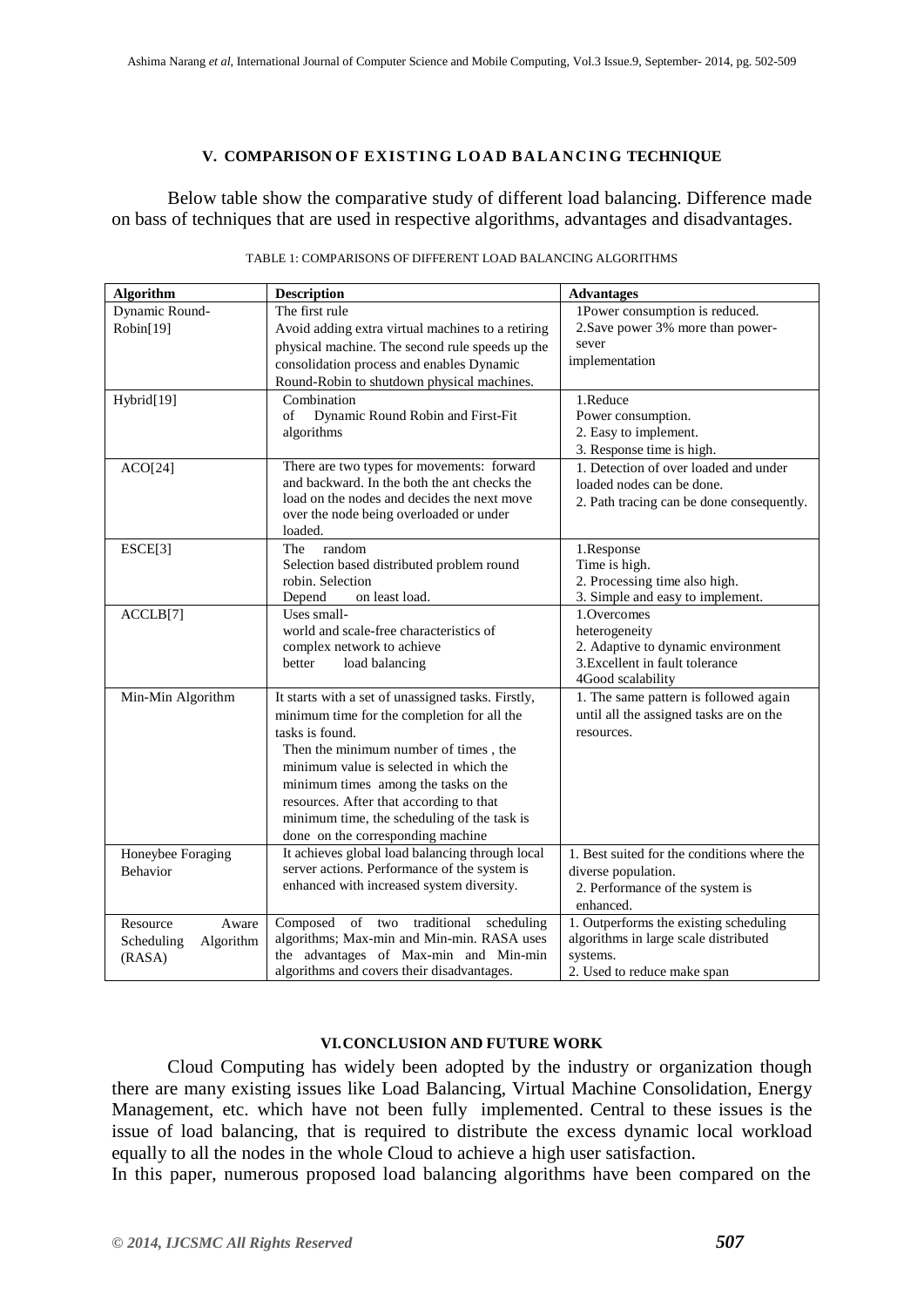## V. COMPARISON OF EXISTING LOAD BALANCING TECHNIQUE

Below table show the comparative study of different load balancing. Difference made on bass of techniques that are used in respective algorithms, advantages and disadvantages.

TABLE 1: COMPARISONS OF DIFFERENT LOAD BALANCING ALGORITHMS

| Algorithm | Description | Advantages |
|---|---|---|
| Dynamic Round-Robin[19] | The first rule Avoid adding extra virtual machines to a retiring physical machine. The second rule speeds up the consolidation process and enables Dynamic Round-Robin to shutdown physical machines. | 1Power consumption is reduced. 2.Save power 3% more than power-sever implementation |
| Hybrid[19] | Combination of Dynamic Round Robin and First-Fit algorithms | 1.Reduce Power consumption. 2. Easy to implement. 3. Response time is high. |
| ACO[24] | There are two types for movements: forward and backward. In the both the ant checks the load on the nodes and decides the next move over the node being overloaded or under loaded. | 1. Detection of over loaded and under loaded nodes can be done. 2. Path tracing can be done consequently. |
| ESCE[3] | The random Selection based distributed problem round robin. Selection Depend on least load. | 1.Response Time is high. 2. Processing time also high. 3. Simple and easy to implement. |
| ACCLB[7] | Uses small-world and scale-free characteristics of complex network to achieve better load balancing | 1.Overcomes heterogeneity 2. Adaptive to dynamic environment 3.Excellent in fault tolerance 4Good scalability |
| Min-Min Algorithm | It starts with a set of unassigned tasks. Firstly, minimum time for the completion for all the tasks is found. Then the minimum number of times , the minimum value is selected in which the minimum times among the tasks on the resources. After that according to that minimum time, the scheduling of the task is done on the corresponding machine | 1. The same pattern is followed again until all the assigned tasks are on the resources. |
| Honeybee Foraging Behavior | It achieves global load balancing through local server actions. Performance of the system is enhanced with increased system diversity. | 1. Best suited for the conditions where the diverse population. 2. Performance of the system is enhanced. |
| Resource Aware Scheduling Algorithm (RASA) | Composed of two traditional scheduling algorithms; Max-min and Min-min. RASA uses the advantages of Max-min and Min-min algorithms and covers their disadvantages. | 1. Outperforms the existing scheduling algorithms in large scale distributed systems. 2. Used to reduce make span |

## VI. CONCLUSION AND FUTURE WORK

Cloud Computing has widely been adopted by the industry or organization though there are many existing issues like Load Balancing, Virtual Machine Consolidation, Energy Management, etc. which have not been fully implemented. Central to these issues is the issue of load balancing, that is required to distribute the excess dynamic local workload equally to all the nodes in the whole Cloud to achieve a high user satisfaction.

In this paper, numerous proposed load balancing algorithms have been compared on the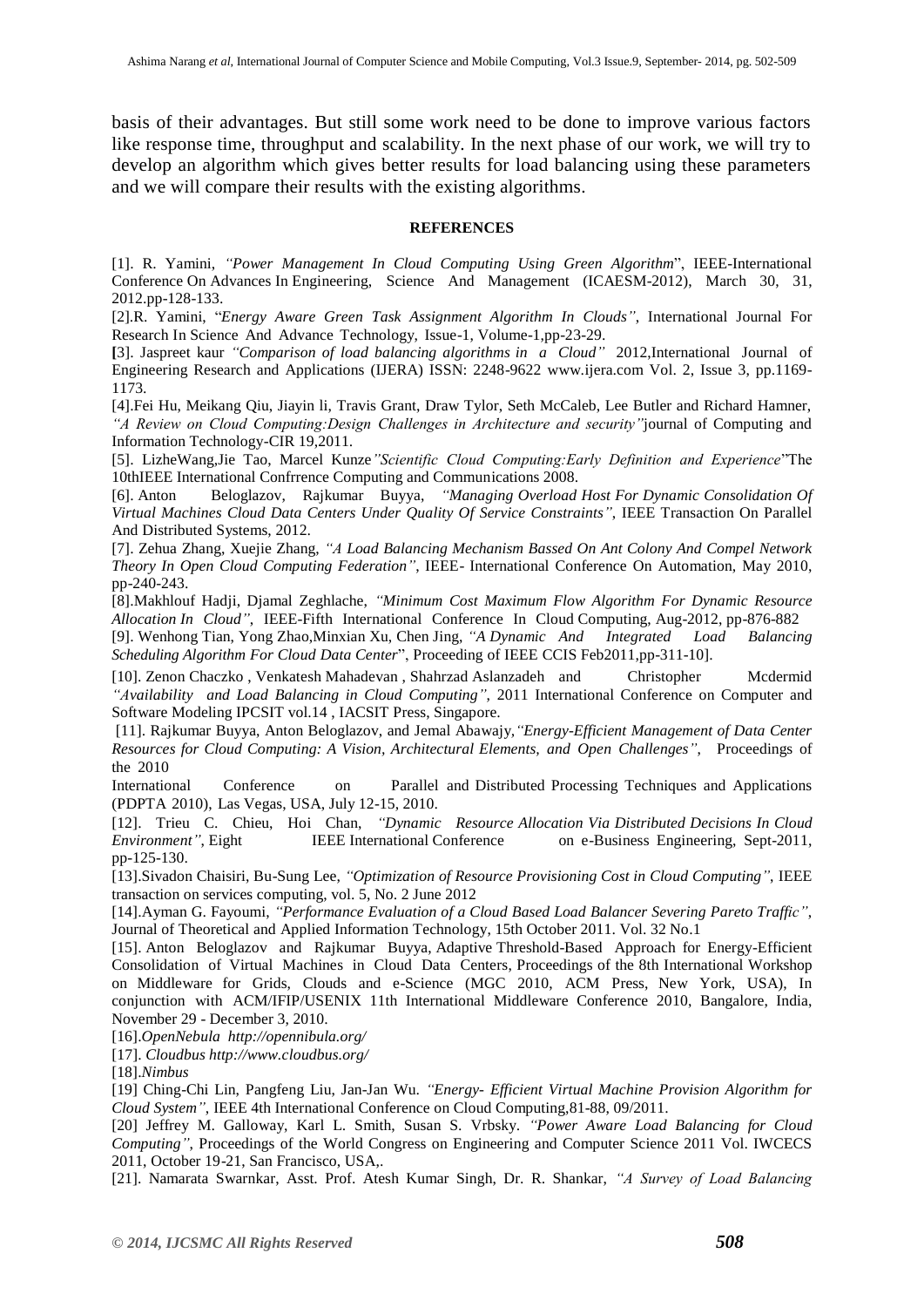basis of their advantages. But still some work need to be done to improve various factors like response time, throughput and scalability. In the next phase of our work, we will try to develop an algorithm which gives better results for load balancing using these parameters and we will compare their results with the existing algorithms.

## REFERENCES

[1]. R. Yamini, *"Power Management In Cloud Computing Using Green Algorithm*", IEEE-International Conference On Advances In Engineering, Science And Management (ICAESM-2012), March 30, 31, 2012.pp-128-133.

[2].R. Yamini, "*Energy Aware Green Task Assignment Algorithm In Clouds"*, International Journal For Research In Science And Advance Technology, Issue-1, Volume-1,pp-23-29.

[3]. Jaspreet kaur *"Comparison of load balancing algorithms in a Cloud"* 2012,International Journal of Engineering Research and Applications (IJERA) ISSN: 2248-9622 www.ijera.com Vol. 2, Issue 3, pp.1169-1173.

[4].Fei Hu, Meikang Qiu, Jiayin li, Travis Grant, Draw Tylor, Seth McCaleb, Lee Butler and Richard Hamner, *"A Review on Cloud Computing:Design Challenges in Architecture and security"*journal of Computing and Information Technology-CIR 19,2011.

[5]. LizheWang,Jie Tao, Marcel Kunze*"Scientific Cloud Computing:Early Definition and Experience*"The 10thIEEE International Confrrence Computing and Communications 2008.

[6]. Anton Beloglazov, Rajkumar Buyya, *"Managing Overload Host For Dynamic Consolidation Of Virtual Machines Cloud Data Centers Under Quality Of Service Constraints"*, IEEE Transaction On Parallel And Distributed Systems, 2012.

[7]. Zehua Zhang, Xuejie Zhang, *"A Load Balancing Mechanism Bassed On Ant Colony And Compel Network Theory In Open Cloud Computing Federation"*, IEEE- International Conference On Automation, May 2010, pp-240-243.

[8].Makhlouf Hadji, Djamal Zeghlache, *"Minimum Cost Maximum Flow Algorithm For Dynamic Resource Allocation In Cloud"*, IEEE-Fifth International Conference In Cloud Computing, Aug-2012, pp-876-882

[9]. Wenhong Tian, Yong Zhao,Minxian Xu, Chen Jing, *"A Dynamic And Integrated Load Balancing Scheduling Algorithm For Cloud Data Center*", Proceeding of IEEE CCIS Feb2011,pp-311-10].

[10]. Zenon Chaczko , Venkatesh Mahadevan , Shahrzad Aslanzadeh and Christopher Mcdermid *"Availability and Load Balancing in Cloud Computing"*, 2011 International Conference on Computer and Software Modeling IPCSIT vol.14 , IACSIT Press, Singapore.

[11]. Rajkumar Buyya, Anton Beloglazov, and Jemal Abawajy,*"Energy-Efficient Management of Data Center Resources for Cloud Computing: A Vision, Architectural Elements, and Open Challenges"*, Proceedings of the 2010 International Conference on Parallel and Distributed Processing Techniques and Applications (PDPTA 2010), Las Vegas, USA, July 12-15, 2010.

[12]. Trieu C. Chieu, Hoi Chan, *"Dynamic Resource Allocation Via Distributed Decisions In Cloud Environment"*, Eight IEEE International Conference on e-Business Engineering, Sept-2011, pp-125-130.

[13].Sivadon Chaisiri, Bu-Sung Lee, *"Optimization of Resource Provisioning Cost in Cloud Computing"*, IEEE transaction on services computing, vol. 5, No. 2 June 2012

[14].Ayman G. Fayoumi, *"Performance Evaluation of a Cloud Based Load Balancer Severing Pareto Traffic"*, Journal of Theoretical and Applied Information Technology, 15th October 2011. Vol. 32 No.1

[15]. Anton Beloglazov and Rajkumar Buyya, Adaptive Threshold-Based Approach for Energy-Efficient Consolidation of Virtual Machines in Cloud Data Centers, Proceedings of the 8th International Workshop on Middleware for Grids, Clouds and e-Science (MGC 2010, ACM Press, New York, USA), In conjunction with ACM/IFIP/USENIX 11th International Middleware Conference 2010, Bangalore, India, November 29 - December 3, 2010.

[16].*OpenNebula http://opennibula.org/*

[17]. *Cloudbus http://www.cloudbus.org/*

[18].*Nimbus*

[19] Ching-Chi Lin, Pangfeng Liu, Jan-Jan Wu. *"Energy- Efficient Virtual Machine Provision Algorithm for Cloud System"*, IEEE 4th International Conference on Cloud Computing,81-88, 09/2011.

[20] Jeffrey M. Galloway, Karl L. Smith, Susan S. Vrbsky. *"Power Aware Load Balancing for Cloud Computing"*, Proceedings of the World Congress on Engineering and Computer Science 2011 Vol. IWCECS 2011, October 19-21, San Francisco, USA,.

[21]. Namarata Swarnkar, Asst. Prof. Atesh Kumar Singh, Dr. R. Shankar, *"A Survey of Load Balancing*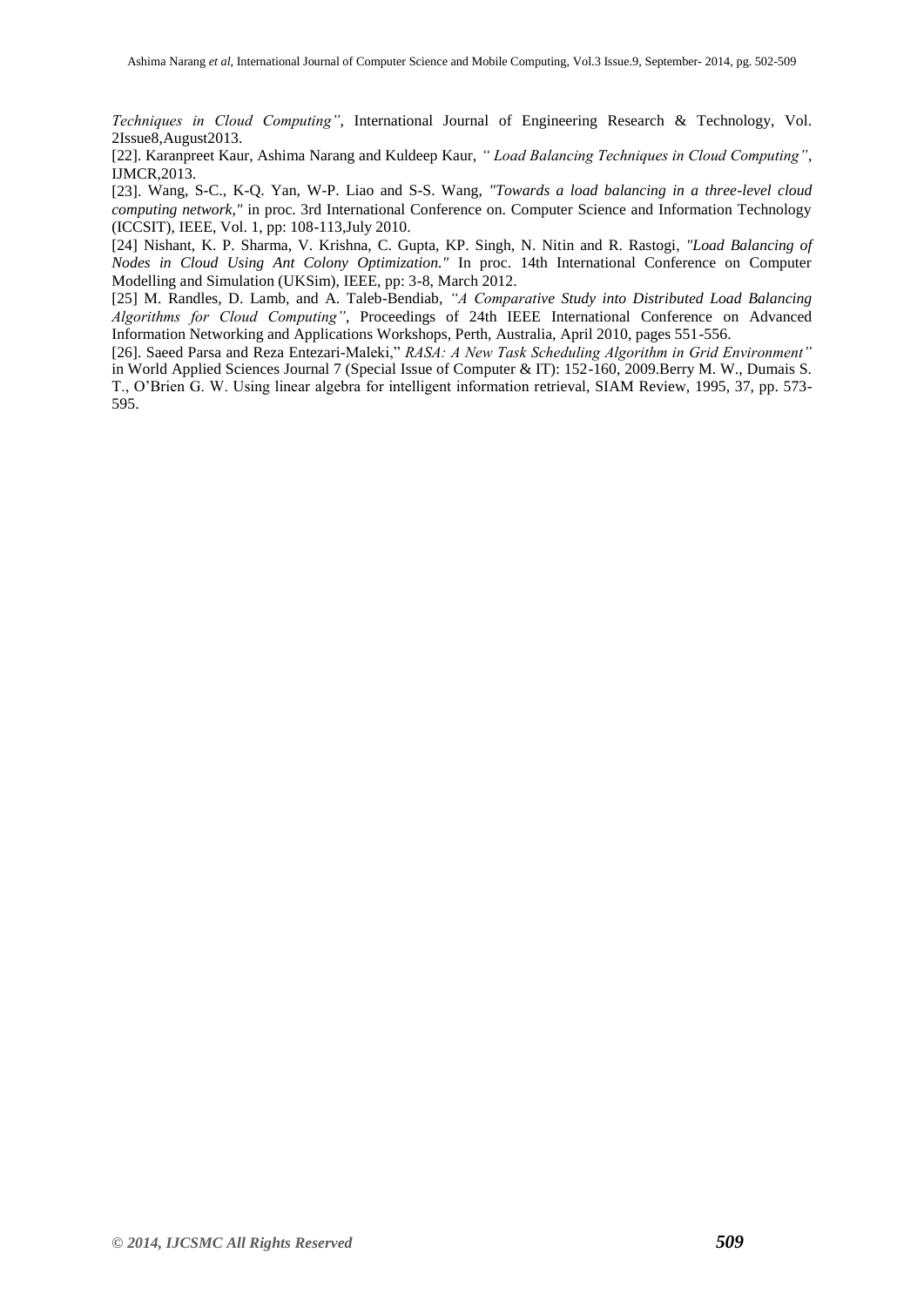*Techniques in Cloud Computing"*, International Journal of Engineering Research & Technology, Vol. 2Issue8,August2013.

[22]. Karanpreet Kaur, Ashima Narang and Kuldeep Kaur, *" Load Balancing Techniques in Cloud Computing"*, IJMCR,2013.

[23]. Wang, S-C., K-Q. Yan, W-P. Liao and S-S. Wang, *"Towards a load balancing in a three-level cloud computing network,"* in proc. 3rd International Conference on. Computer Science and Information Technology (ICCSIT), IEEE, Vol. 1, pp: 108-113,July 2010.

[24] Nishant, K. P. Sharma, V. Krishna, C. Gupta, KP. Singh, N. Nitin and R. Rastogi, *"Load Balancing of Nodes in Cloud Using Ant Colony Optimization."* In proc. 14th International Conference on Computer Modelling and Simulation (UKSim), IEEE, pp: 3-8, March 2012.

[25] M. Randles, D. Lamb, and A. Taleb-Bendiab, *"A Comparative Study into Distributed Load Balancing Algorithms for Cloud Computing"*, Proceedings of 24th IEEE International Conference on Advanced Information Networking and Applications Workshops, Perth, Australia, April 2010, pages 551-556.

[26]. Saeed Parsa and Reza Entezari-Maleki," *RASA: A New Task Scheduling Algorithm in Grid Environment"* in World Applied Sciences Journal 7 (Special Issue of Computer & IT): 152-160, 2009.Berry M. W., Dumais S. T., O'Brien G. W. Using linear algebra for intelligent information retrieval, SIAM Review, 1995, 37, pp. 573-595.